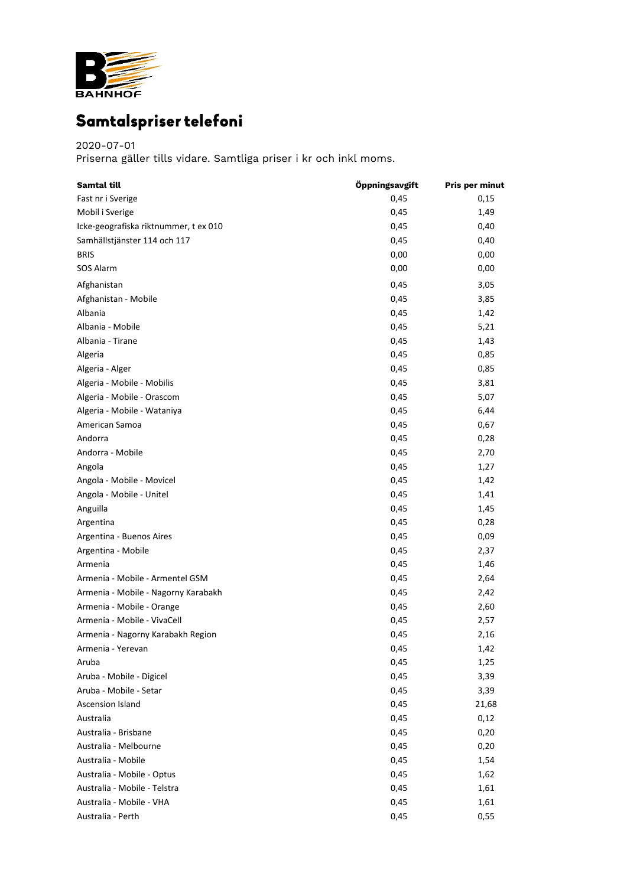# Samtalspriser telefoni

2020-07-01
Priserna gäller tills vidare. Samtliga priser i kr och inkl moms.

| Samtal till | Öppningsavgift | Pris per minut |
|---|---|---|
| Fast nr i Sverige | 0,45 | 0,15 |
| Mobil i Sverige | 0,45 | 1,49 |
| Icke-geografiska riktnummer, t ex 010 | 0,45 | 0,40 |
| Samhällstjänster 114 och 117 | 0,45 | 0,40 |
| BRIS | 0,00 | 0,00 |
| SOS Alarm | 0,00 | 0,00 |
| Afghanistan | 0,45 | 3,05 |
| Afghanistan - Mobile | 0,45 | 3,85 |
| Albania | 0,45 | 1,42 |
| Albania - Mobile | 0,45 | 5,21 |
| Albania - Tirane | 0,45 | 1,43 |
| Algeria | 0,45 | 0,85 |
| Algeria - Alger | 0,45 | 0,85 |
| Algeria - Mobile - Mobilis | 0,45 | 3,81 |
| Algeria - Mobile - Orascom | 0,45 | 5,07 |
| Algeria - Mobile - Wataniya | 0,45 | 6,44 |
| American Samoa | 0,45 | 0,67 |
| Andorra | 0,45 | 0,28 |
| Andorra - Mobile | 0,45 | 2,70 |
| Angola | 0,45 | 1,27 |
| Angola - Mobile - Movicel | 0,45 | 1,42 |
| Angola - Mobile - Unitel | 0,45 | 1,41 |
| Anguilla | 0,45 | 1,45 |
| Argentina | 0,45 | 0,28 |
| Argentina - Buenos Aires | 0,45 | 0,09 |
| Argentina - Mobile | 0,45 | 2,37 |
| Armenia | 0,45 | 1,46 |
| Armenia - Mobile - Armentel GSM | 0,45 | 2,64 |
| Armenia - Mobile - Nagorny Karabakh | 0,45 | 2,42 |
| Armenia - Mobile - Orange | 0,45 | 2,60 |
| Armenia - Mobile - VivaCell | 0,45 | 2,57 |
| Armenia - Nagorny Karabakh Region | 0,45 | 2,16 |
| Armenia - Yerevan | 0,45 | 1,42 |
| Aruba | 0,45 | 1,25 |
| Aruba - Mobile - Digicel | 0,45 | 3,39 |
| Aruba - Mobile - Setar | 0,45 | 3,39 |
| Ascension Island | 0,45 | 21,68 |
| Australia | 0,45 | 0,12 |
| Australia - Brisbane | 0,45 | 0,20 |
| Australia - Melbourne | 0,45 | 0,20 |
| Australia - Mobile | 0,45 | 1,54 |
| Australia - Mobile - Optus | 0,45 | 1,62 |
| Australia - Mobile - Telstra | 0,45 | 1,61 |
| Australia - Mobile - VHA | 0,45 | 1,61 |
| Australia - Perth | 0,45 | 0,55 |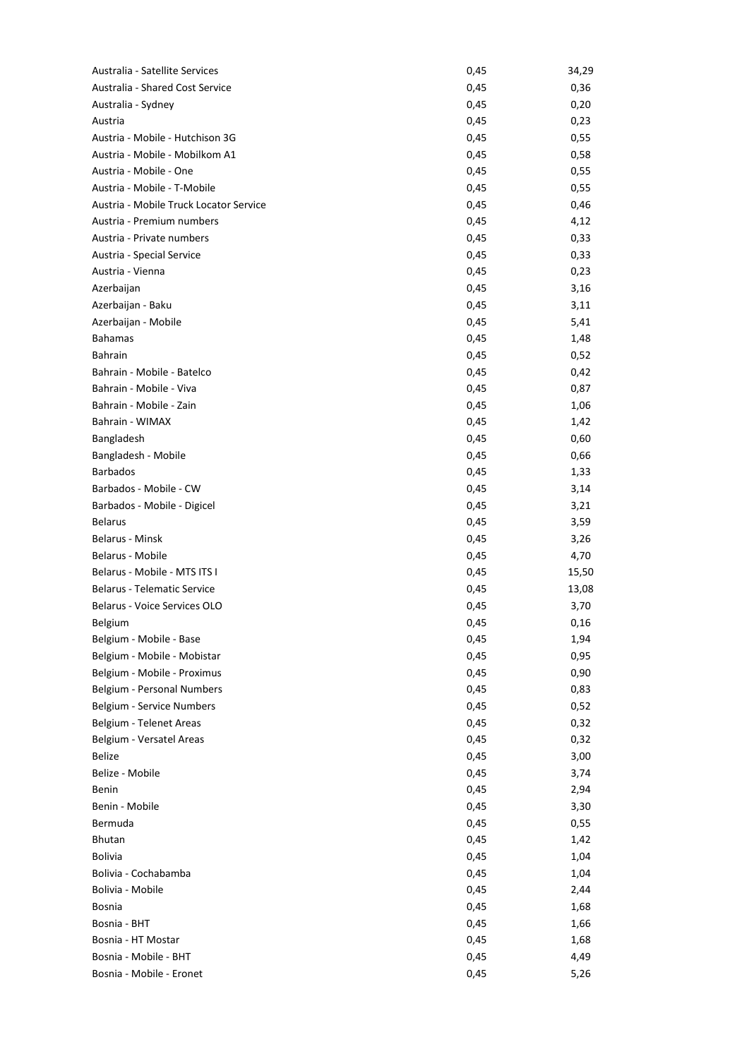| | | |
|---|---|---|
| Australia - Satellite Services | 0,45 | 34,29 |
| Australia - Shared Cost Service | 0,45 | 0,36 |
| Australia - Sydney | 0,45 | 0,20 |
| Austria | 0,45 | 0,23 |
| Austria - Mobile - Hutchison 3G | 0,45 | 0,55 |
| Austria - Mobile - Mobilkom A1 | 0,45 | 0,58 |
| Austria - Mobile - One | 0,45 | 0,55 |
| Austria - Mobile - T-Mobile | 0,45 | 0,55 |
| Austria - Mobile Truck Locator Service | 0,45 | 0,46 |
| Austria - Premium numbers | 0,45 | 4,12 |
| Austria - Private numbers | 0,45 | 0,33 |
| Austria - Special Service | 0,45 | 0,33 |
| Austria - Vienna | 0,45 | 0,23 |
| Azerbaijan | 0,45 | 3,16 |
| Azerbaijan - Baku | 0,45 | 3,11 |
| Azerbaijan - Mobile | 0,45 | 5,41 |
| Bahamas | 0,45 | 1,48 |
| Bahrain | 0,45 | 0,52 |
| Bahrain - Mobile - Batelco | 0,45 | 0,42 |
| Bahrain - Mobile - Viva | 0,45 | 0,87 |
| Bahrain - Mobile - Zain | 0,45 | 1,06 |
| Bahrain - WIMAX | 0,45 | 1,42 |
| Bangladesh | 0,45 | 0,60 |
| Bangladesh - Mobile | 0,45 | 0,66 |
| Barbados | 0,45 | 1,33 |
| Barbados - Mobile - CW | 0,45 | 3,14 |
| Barbados - Mobile - Digicel | 0,45 | 3,21 |
| Belarus | 0,45 | 3,59 |
| Belarus - Minsk | 0,45 | 3,26 |
| Belarus - Mobile | 0,45 | 4,70 |
| Belarus - Mobile - MTS ITS I | 0,45 | 15,50 |
| Belarus - Telematic Service | 0,45 | 13,08 |
| Belarus - Voice Services OLO | 0,45 | 3,70 |
| Belgium | 0,45 | 0,16 |
| Belgium - Mobile - Base | 0,45 | 1,94 |
| Belgium - Mobile - Mobistar | 0,45 | 0,95 |
| Belgium - Mobile - Proximus | 0,45 | 0,90 |
| Belgium - Personal Numbers | 0,45 | 0,83 |
| Belgium - Service Numbers | 0,45 | 0,52 |
| Belgium - Telenet Areas | 0,45 | 0,32 |
| Belgium - Versatel Areas | 0,45 | 0,32 |
| Belize | 0,45 | 3,00 |
| Belize - Mobile | 0,45 | 3,74 |
| Benin | 0,45 | 2,94 |
| Benin - Mobile | 0,45 | 3,30 |
| Bermuda | 0,45 | 0,55 |
| Bhutan | 0,45 | 1,42 |
| Bolivia | 0,45 | 1,04 |
| Bolivia - Cochabamba | 0,45 | 1,04 |
| Bolivia - Mobile | 0,45 | 2,44 |
| Bosnia | 0,45 | 1,68 |
| Bosnia - BHT | 0,45 | 1,66 |
| Bosnia - HT Mostar | 0,45 | 1,68 |
| Bosnia - Mobile - BHT | 0,45 | 4,49 |
| Bosnia - Mobile - Eronet | 0,45 | 5,26 |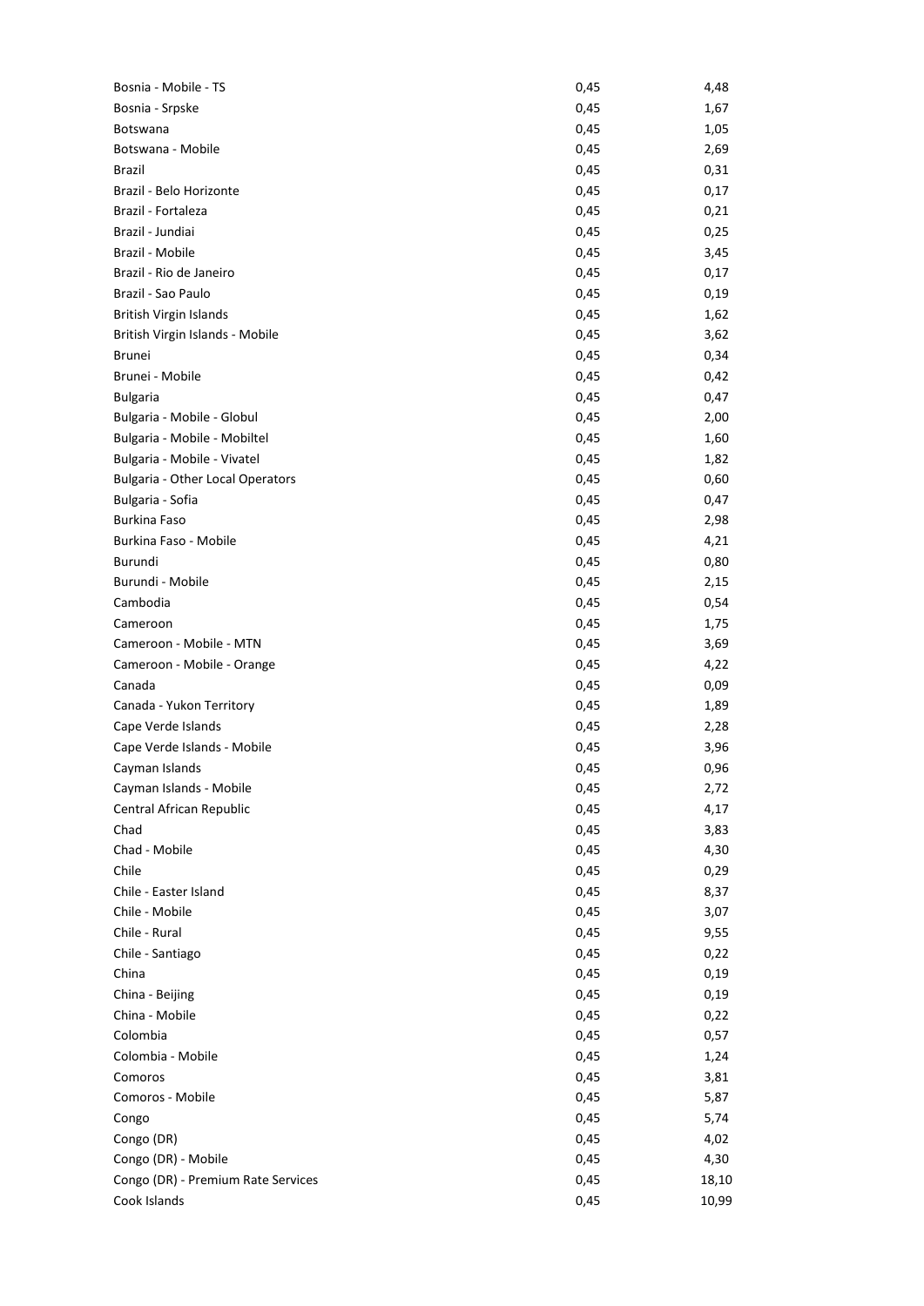| | | |
|---|---|---|
| Bosnia - Mobile - TS | 0,45 | 4,48 |
| Bosnia - Srpske | 0,45 | 1,67 |
| Botswana | 0,45 | 1,05 |
| Botswana - Mobile | 0,45 | 2,69 |
| Brazil | 0,45 | 0,31 |
| Brazil - Belo Horizonte | 0,45 | 0,17 |
| Brazil - Fortaleza | 0,45 | 0,21 |
| Brazil - Jundiai | 0,45 | 0,25 |
| Brazil - Mobile | 0,45 | 3,45 |
| Brazil - Rio de Janeiro | 0,45 | 0,17 |
| Brazil - Sao Paulo | 0,45 | 0,19 |
| British Virgin Islands | 0,45 | 1,62 |
| British Virgin Islands - Mobile | 0,45 | 3,62 |
| Brunei | 0,45 | 0,34 |
| Brunei - Mobile | 0,45 | 0,42 |
| Bulgaria | 0,45 | 0,47 |
| Bulgaria - Mobile - Globul | 0,45 | 2,00 |
| Bulgaria - Mobile - Mobiltel | 0,45 | 1,60 |
| Bulgaria - Mobile - Vivatel | 0,45 | 1,82 |
| Bulgaria - Other Local Operators | 0,45 | 0,60 |
| Bulgaria - Sofia | 0,45 | 0,47 |
| Burkina Faso | 0,45 | 2,98 |
| Burkina Faso - Mobile | 0,45 | 4,21 |
| Burundi | 0,45 | 0,80 |
| Burundi - Mobile | 0,45 | 2,15 |
| Cambodia | 0,45 | 0,54 |
| Cameroon | 0,45 | 1,75 |
| Cameroon - Mobile - MTN | 0,45 | 3,69 |
| Cameroon - Mobile - Orange | 0,45 | 4,22 |
| Canada | 0,45 | 0,09 |
| Canada - Yukon Territory | 0,45 | 1,89 |
| Cape Verde Islands | 0,45 | 2,28 |
| Cape Verde Islands - Mobile | 0,45 | 3,96 |
| Cayman Islands | 0,45 | 0,96 |
| Cayman Islands - Mobile | 0,45 | 2,72 |
| Central African Republic | 0,45 | 4,17 |
| Chad | 0,45 | 3,83 |
| Chad - Mobile | 0,45 | 4,30 |
| Chile | 0,45 | 0,29 |
| Chile - Easter Island | 0,45 | 8,37 |
| Chile - Mobile | 0,45 | 3,07 |
| Chile - Rural | 0,45 | 9,55 |
| Chile - Santiago | 0,45 | 0,22 |
| China | 0,45 | 0,19 |
| China - Beijing | 0,45 | 0,19 |
| China - Mobile | 0,45 | 0,22 |
| Colombia | 0,45 | 0,57 |
| Colombia - Mobile | 0,45 | 1,24 |
| Comoros | 0,45 | 3,81 |
| Comoros - Mobile | 0,45 | 5,87 |
| Congo | 0,45 | 5,74 |
| Congo (DR) | 0,45 | 4,02 |
| Congo (DR) - Mobile | 0,45 | 4,30 |
| Congo (DR) - Premium Rate Services | 0,45 | 18,10 |
| Cook Islands | 0,45 | 10,99 |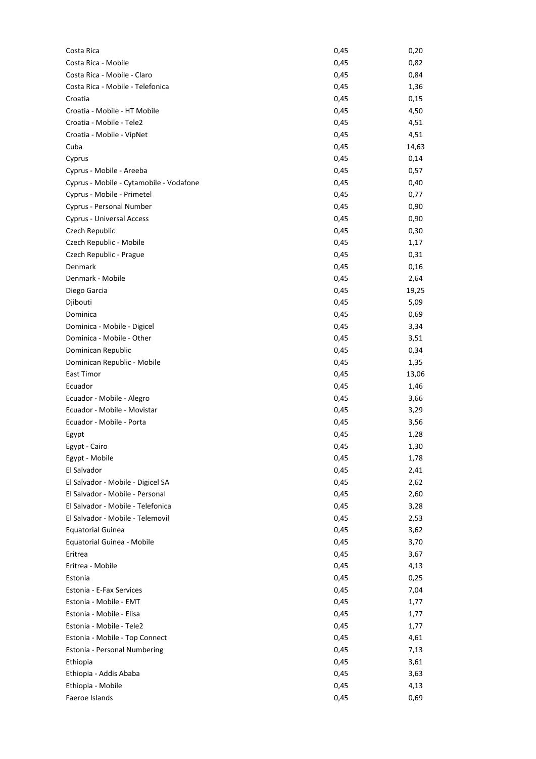| | | |
|---|---|---|
| Costa Rica | 0,45 | 0,20 |
| Costa Rica - Mobile | 0,45 | 0,82 |
| Costa Rica - Mobile - Claro | 0,45 | 0,84 |
| Costa Rica - Mobile - Telefonica | 0,45 | 1,36 |
| Croatia | 0,45 | 0,15 |
| Croatia - Mobile - HT Mobile | 0,45 | 4,50 |
| Croatia - Mobile - Tele2 | 0,45 | 4,51 |
| Croatia - Mobile - VipNet | 0,45 | 4,51 |
| Cuba | 0,45 | 14,63 |
| Cyprus | 0,45 | 0,14 |
| Cyprus - Mobile - Areeba | 0,45 | 0,57 |
| Cyprus - Mobile - Cytamobile - Vodafone | 0,45 | 0,40 |
| Cyprus - Mobile - Primetel | 0,45 | 0,77 |
| Cyprus - Personal Number | 0,45 | 0,90 |
| Cyprus - Universal Access | 0,45 | 0,90 |
| Czech Republic | 0,45 | 0,30 |
| Czech Republic - Mobile | 0,45 | 1,17 |
| Czech Republic - Prague | 0,45 | 0,31 |
| Denmark | 0,45 | 0,16 |
| Denmark - Mobile | 0,45 | 2,64 |
| Diego Garcia | 0,45 | 19,25 |
| Djibouti | 0,45 | 5,09 |
| Dominica | 0,45 | 0,69 |
| Dominica - Mobile - Digicel | 0,45 | 3,34 |
| Dominica - Mobile - Other | 0,45 | 3,51 |
| Dominican Republic | 0,45 | 0,34 |
| Dominican Republic - Mobile | 0,45 | 1,35 |
| East Timor | 0,45 | 13,06 |
| Ecuador | 0,45 | 1,46 |
| Ecuador - Mobile - Alegro | 0,45 | 3,66 |
| Ecuador - Mobile - Movistar | 0,45 | 3,29 |
| Ecuador - Mobile - Porta | 0,45 | 3,56 |
| Egypt | 0,45 | 1,28 |
| Egypt - Cairo | 0,45 | 1,30 |
| Egypt - Mobile | 0,45 | 1,78 |
| El Salvador | 0,45 | 2,41 |
| El Salvador - Mobile - Digicel SA | 0,45 | 2,62 |
| El Salvador - Mobile - Personal | 0,45 | 2,60 |
| El Salvador - Mobile - Telefonica | 0,45 | 3,28 |
| El Salvador - Mobile - Telemovil | 0,45 | 2,53 |
| Equatorial Guinea | 0,45 | 3,62 |
| Equatorial Guinea - Mobile | 0,45 | 3,70 |
| Eritrea | 0,45 | 3,67 |
| Eritrea - Mobile | 0,45 | 4,13 |
| Estonia | 0,45 | 0,25 |
| Estonia - E-Fax Services | 0,45 | 7,04 |
| Estonia - Mobile - EMT | 0,45 | 1,77 |
| Estonia - Mobile - Elisa | 0,45 | 1,77 |
| Estonia - Mobile - Tele2 | 0,45 | 1,77 |
| Estonia - Mobile - Top Connect | 0,45 | 4,61 |
| Estonia - Personal Numbering | 0,45 | 7,13 |
| Ethiopia | 0,45 | 3,61 |
| Ethiopia - Addis Ababa | 0,45 | 3,63 |
| Ethiopia - Mobile | 0,45 | 4,13 |
| Faeroe Islands | 0,45 | 0,69 |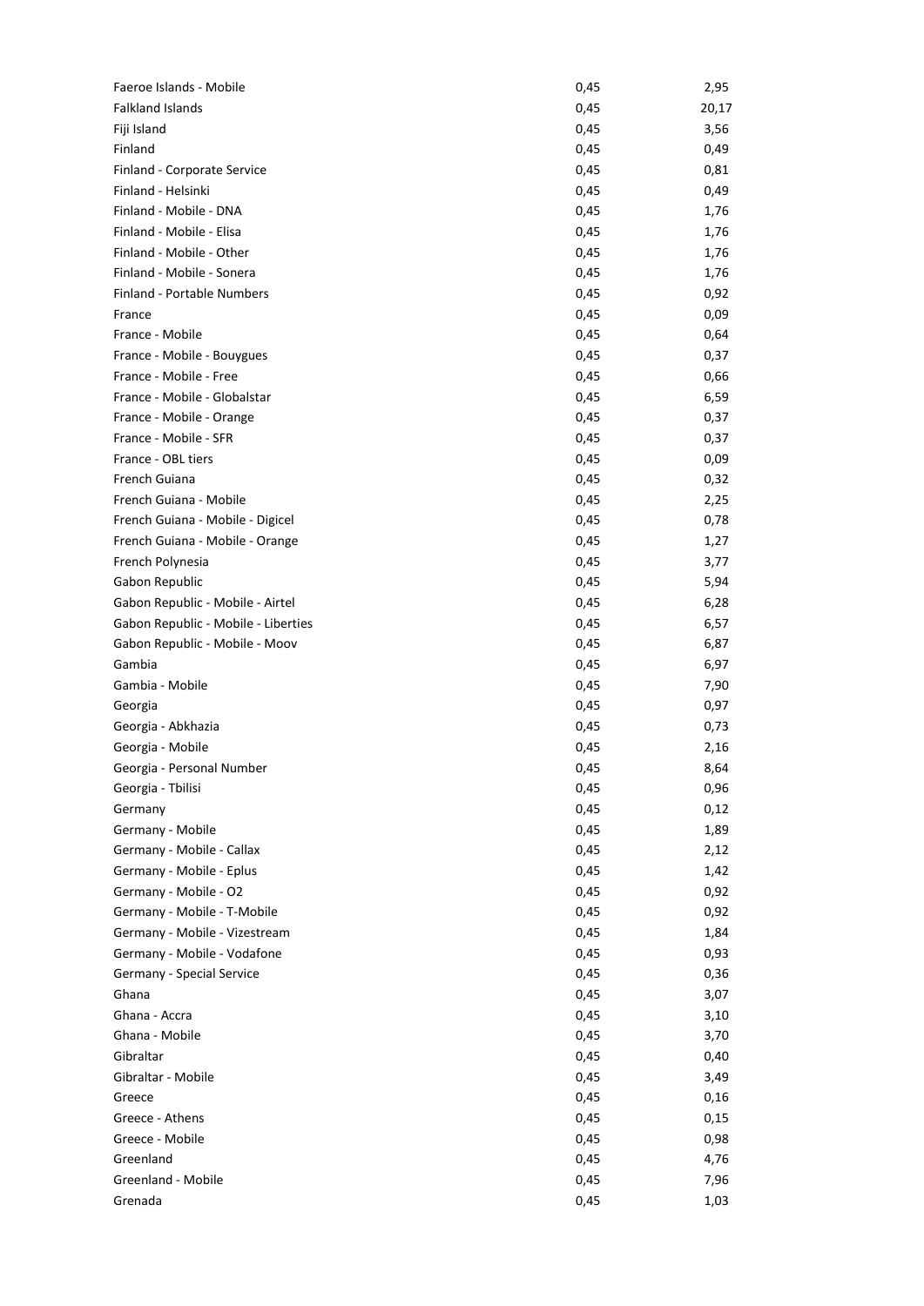| | | |
|---|---|---|
| Faeroe Islands - Mobile | 0,45 | 2,95 |
| Falkland Islands | 0,45 | 20,17 |
| Fiji Island | 0,45 | 3,56 |
| Finland | 0,45 | 0,49 |
| Finland - Corporate Service | 0,45 | 0,81 |
| Finland - Helsinki | 0,45 | 0,49 |
| Finland - Mobile - DNA | 0,45 | 1,76 |
| Finland - Mobile - Elisa | 0,45 | 1,76 |
| Finland - Mobile - Other | 0,45 | 1,76 |
| Finland - Mobile - Sonera | 0,45 | 1,76 |
| Finland - Portable Numbers | 0,45 | 0,92 |
| France | 0,45 | 0,09 |
| France - Mobile | 0,45 | 0,64 |
| France - Mobile - Bouygues | 0,45 | 0,37 |
| France - Mobile - Free | 0,45 | 0,66 |
| France - Mobile - Globalstar | 0,45 | 6,59 |
| France - Mobile - Orange | 0,45 | 0,37 |
| France - Mobile - SFR | 0,45 | 0,37 |
| France - OBL tiers | 0,45 | 0,09 |
| French Guiana | 0,45 | 0,32 |
| French Guiana - Mobile | 0,45 | 2,25 |
| French Guiana - Mobile - Digicel | 0,45 | 0,78 |
| French Guiana - Mobile - Orange | 0,45 | 1,27 |
| French Polynesia | 0,45 | 3,77 |
| Gabon Republic | 0,45 | 5,94 |
| Gabon Republic - Mobile - Airtel | 0,45 | 6,28 |
| Gabon Republic - Mobile - Liberties | 0,45 | 6,57 |
| Gabon Republic - Mobile - Moov | 0,45 | 6,87 |
| Gambia | 0,45 | 6,97 |
| Gambia - Mobile | 0,45 | 7,90 |
| Georgia | 0,45 | 0,97 |
| Georgia - Abkhazia | 0,45 | 0,73 |
| Georgia - Mobile | 0,45 | 2,16 |
| Georgia - Personal Number | 0,45 | 8,64 |
| Georgia - Tbilisi | 0,45 | 0,96 |
| Germany | 0,45 | 0,12 |
| Germany - Mobile | 0,45 | 1,89 |
| Germany - Mobile - Callax | 0,45 | 2,12 |
| Germany - Mobile - Eplus | 0,45 | 1,42 |
| Germany - Mobile - O2 | 0,45 | 0,92 |
| Germany - Mobile - T-Mobile | 0,45 | 0,92 |
| Germany - Mobile - Vizestream | 0,45 | 1,84 |
| Germany - Mobile - Vodafone | 0,45 | 0,93 |
| Germany - Special Service | 0,45 | 0,36 |
| Ghana | 0,45 | 3,07 |
| Ghana - Accra | 0,45 | 3,10 |
| Ghana - Mobile | 0,45 | 3,70 |
| Gibraltar | 0,45 | 0,40 |
| Gibraltar - Mobile | 0,45 | 3,49 |
| Greece | 0,45 | 0,16 |
| Greece - Athens | 0,45 | 0,15 |
| Greece - Mobile | 0,45 | 0,98 |
| Greenland | 0,45 | 4,76 |
| Greenland - Mobile | 0,45 | 7,96 |
| Grenada | 0,45 | 1,03 |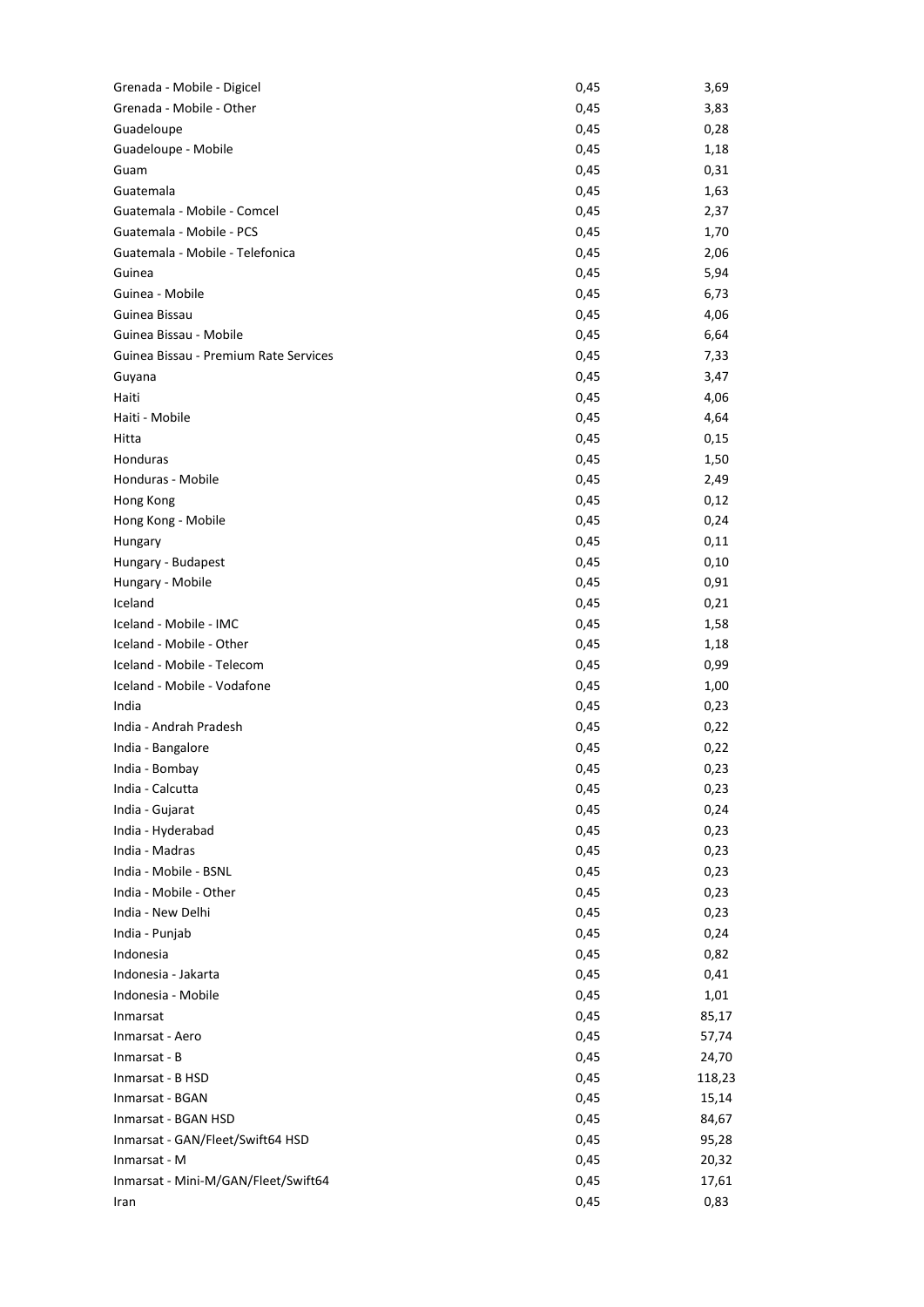| | | |
|---|---|---|
| Grenada - Mobile - Digicel | 0,45 | 3,69 |
| Grenada - Mobile - Other | 0,45 | 3,83 |
| Guadeloupe | 0,45 | 0,28 |
| Guadeloupe - Mobile | 0,45 | 1,18 |
| Guam | 0,45 | 0,31 |
| Guatemala | 0,45 | 1,63 |
| Guatemala - Mobile - Comcel | 0,45 | 2,37 |
| Guatemala - Mobile - PCS | 0,45 | 1,70 |
| Guatemala - Mobile - Telefonica | 0,45 | 2,06 |
| Guinea | 0,45 | 5,94 |
| Guinea - Mobile | 0,45 | 6,73 |
| Guinea Bissau | 0,45 | 4,06 |
| Guinea Bissau - Mobile | 0,45 | 6,64 |
| Guinea Bissau - Premium Rate Services | 0,45 | 7,33 |
| Guyana | 0,45 | 3,47 |
| Haiti | 0,45 | 4,06 |
| Haiti - Mobile | 0,45 | 4,64 |
| Hitta | 0,45 | 0,15 |
| Honduras | 0,45 | 1,50 |
| Honduras - Mobile | 0,45 | 2,49 |
| Hong Kong | 0,45 | 0,12 |
| Hong Kong - Mobile | 0,45 | 0,24 |
| Hungary | 0,45 | 0,11 |
| Hungary - Budapest | 0,45 | 0,10 |
| Hungary - Mobile | 0,45 | 0,91 |
| Iceland | 0,45 | 0,21 |
| Iceland - Mobile - IMC | 0,45 | 1,58 |
| Iceland - Mobile - Other | 0,45 | 1,18 |
| Iceland - Mobile - Telecom | 0,45 | 0,99 |
| Iceland - Mobile - Vodafone | 0,45 | 1,00 |
| India | 0,45 | 0,23 |
| India - Andrah Pradesh | 0,45 | 0,22 |
| India - Bangalore | 0,45 | 0,22 |
| India - Bombay | 0,45 | 0,23 |
| India - Calcutta | 0,45 | 0,23 |
| India - Gujarat | 0,45 | 0,24 |
| India - Hyderabad | 0,45 | 0,23 |
| India - Madras | 0,45 | 0,23 |
| India - Mobile - BSNL | 0,45 | 0,23 |
| India - Mobile - Other | 0,45 | 0,23 |
| India - New Delhi | 0,45 | 0,23 |
| India - Punjab | 0,45 | 0,24 |
| Indonesia | 0,45 | 0,82 |
| Indonesia - Jakarta | 0,45 | 0,41 |
| Indonesia - Mobile | 0,45 | 1,01 |
| Inmarsat | 0,45 | 85,17 |
| Inmarsat - Aero | 0,45 | 57,74 |
| Inmarsat - B | 0,45 | 24,70 |
| Inmarsat - B HSD | 0,45 | 118,23 |
| Inmarsat - BGAN | 0,45 | 15,14 |
| Inmarsat - BGAN HSD | 0,45 | 84,67 |
| Inmarsat - GAN/Fleet/Swift64 HSD | 0,45 | 95,28 |
| Inmarsat - M | 0,45 | 20,32 |
| Inmarsat - Mini-M/GAN/Fleet/Swift64 | 0,45 | 17,61 |
| Iran | 0,45 | 0,83 |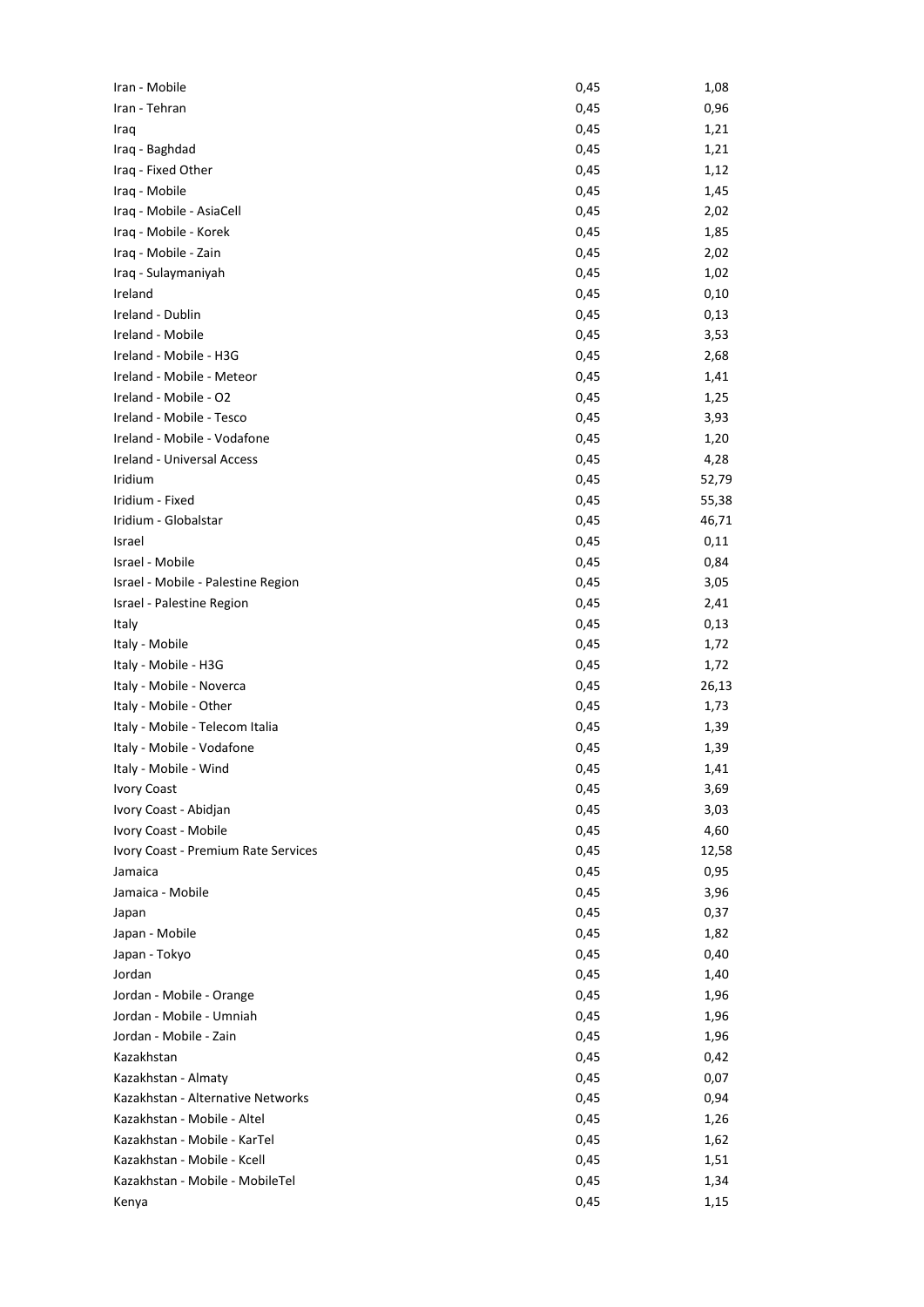| | | |
|---|---|---|
| Iran - Mobile | 0,45 | 1,08 |
| Iran - Tehran | 0,45 | 0,96 |
| Iraq | 0,45 | 1,21 |
| Iraq - Baghdad | 0,45 | 1,21 |
| Iraq - Fixed Other | 0,45 | 1,12 |
| Iraq - Mobile | 0,45 | 1,45 |
| Iraq - Mobile - AsiaCell | 0,45 | 2,02 |
| Iraq - Mobile - Korek | 0,45 | 1,85 |
| Iraq - Mobile - Zain | 0,45 | 2,02 |
| Iraq - Sulaymaniyah | 0,45 | 1,02 |
| Ireland | 0,45 | 0,10 |
| Ireland - Dublin | 0,45 | 0,13 |
| Ireland - Mobile | 0,45 | 3,53 |
| Ireland - Mobile - H3G | 0,45 | 2,68 |
| Ireland - Mobile - Meteor | 0,45 | 1,41 |
| Ireland - Mobile - O2 | 0,45 | 1,25 |
| Ireland - Mobile - Tesco | 0,45 | 3,93 |
| Ireland - Mobile - Vodafone | 0,45 | 1,20 |
| Ireland - Universal Access | 0,45 | 4,28 |
| Iridium | 0,45 | 52,79 |
| Iridium - Fixed | 0,45 | 55,38 |
| Iridium - Globalstar | 0,45 | 46,71 |
| Israel | 0,45 | 0,11 |
| Israel - Mobile | 0,45 | 0,84 |
| Israel - Mobile - Palestine Region | 0,45 | 3,05 |
| Israel - Palestine Region | 0,45 | 2,41 |
| Italy | 0,45 | 0,13 |
| Italy - Mobile | 0,45 | 1,72 |
| Italy - Mobile - H3G | 0,45 | 1,72 |
| Italy - Mobile - Noverca | 0,45 | 26,13 |
| Italy - Mobile - Other | 0,45 | 1,73 |
| Italy - Mobile - Telecom Italia | 0,45 | 1,39 |
| Italy - Mobile - Vodafone | 0,45 | 1,39 |
| Italy - Mobile - Wind | 0,45 | 1,41 |
| Ivory Coast | 0,45 | 3,69 |
| Ivory Coast - Abidjan | 0,45 | 3,03 |
| Ivory Coast - Mobile | 0,45 | 4,60 |
| Ivory Coast - Premium Rate Services | 0,45 | 12,58 |
| Jamaica | 0,45 | 0,95 |
| Jamaica - Mobile | 0,45 | 3,96 |
| Japan | 0,45 | 0,37 |
| Japan - Mobile | 0,45 | 1,82 |
| Japan - Tokyo | 0,45 | 0,40 |
| Jordan | 0,45 | 1,40 |
| Jordan - Mobile - Orange | 0,45 | 1,96 |
| Jordan - Mobile - Umniah | 0,45 | 1,96 |
| Jordan - Mobile - Zain | 0,45 | 1,96 |
| Kazakhstan | 0,45 | 0,42 |
| Kazakhstan - Almaty | 0,45 | 0,07 |
| Kazakhstan - Alternative Networks | 0,45 | 0,94 |
| Kazakhstan - Mobile - Altel | 0,45 | 1,26 |
| Kazakhstan - Mobile - KarTel | 0,45 | 1,62 |
| Kazakhstan - Mobile - Kcell | 0,45 | 1,51 |
| Kazakhstan - Mobile - MobileTel | 0,45 | 1,34 |
| Kenya | 0,45 | 1,15 |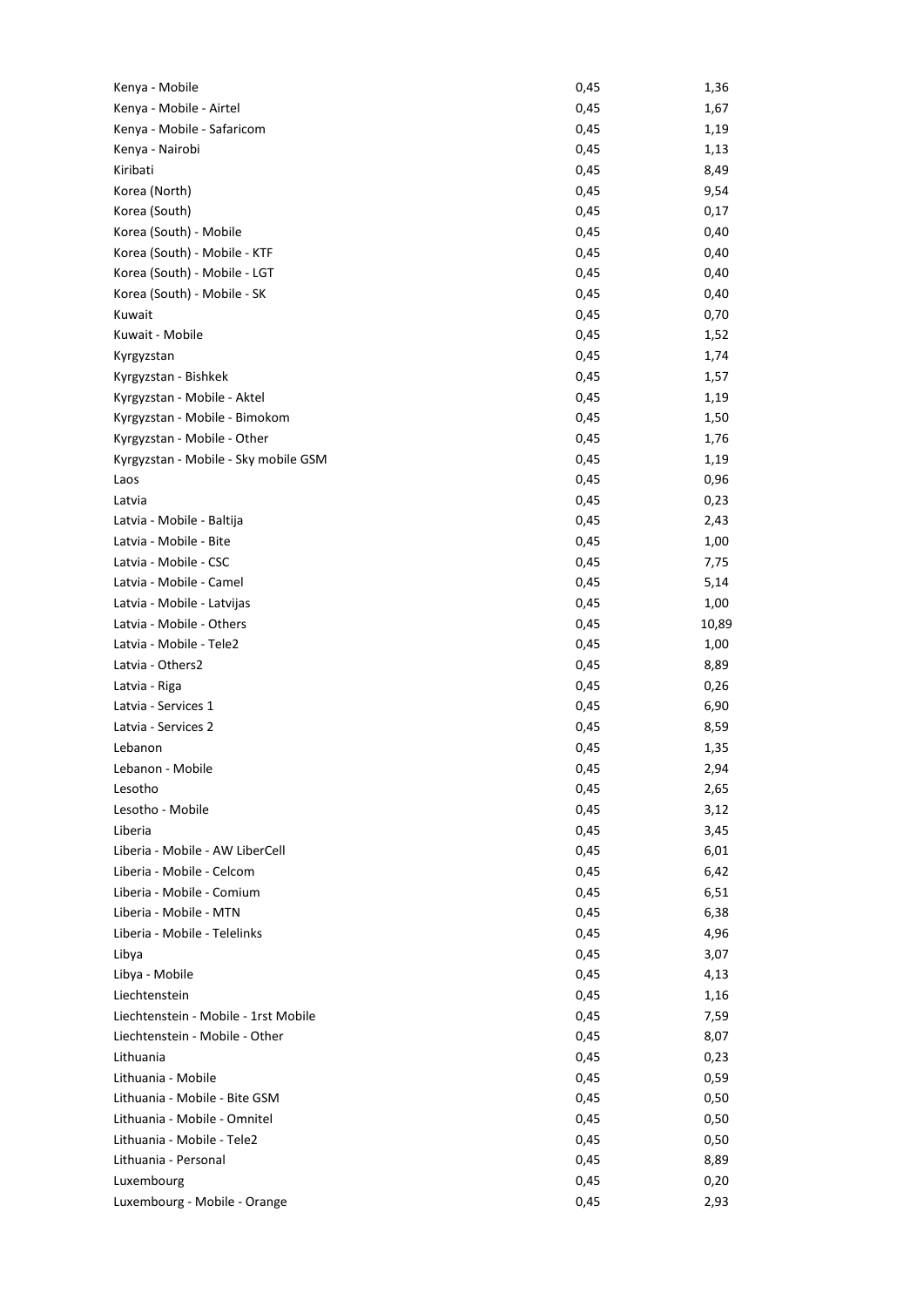| | | |
|---|---|---|
| Kenya - Mobile | 0,45 | 1,36 |
| Kenya - Mobile - Airtel | 0,45 | 1,67 |
| Kenya - Mobile - Safaricom | 0,45 | 1,19 |
| Kenya - Nairobi | 0,45 | 1,13 |
| Kiribati | 0,45 | 8,49 |
| Korea (North) | 0,45 | 9,54 |
| Korea (South) | 0,45 | 0,17 |
| Korea (South) - Mobile | 0,45 | 0,40 |
| Korea (South) - Mobile - KTF | 0,45 | 0,40 |
| Korea (South) - Mobile - LGT | 0,45 | 0,40 |
| Korea (South) - Mobile - SK | 0,45 | 0,40 |
| Kuwait | 0,45 | 0,70 |
| Kuwait - Mobile | 0,45 | 1,52 |
| Kyrgyzstan | 0,45 | 1,74 |
| Kyrgyzstan - Bishkek | 0,45 | 1,57 |
| Kyrgyzstan - Mobile - Aktel | 0,45 | 1,19 |
| Kyrgyzstan - Mobile - Bimokom | 0,45 | 1,50 |
| Kyrgyzstan - Mobile - Other | 0,45 | 1,76 |
| Kyrgyzstan - Mobile - Sky mobile GSM | 0,45 | 1,19 |
| Laos | 0,45 | 0,96 |
| Latvia | 0,45 | 0,23 |
| Latvia - Mobile - Baltija | 0,45 | 2,43 |
| Latvia - Mobile - Bite | 0,45 | 1,00 |
| Latvia - Mobile - CSC | 0,45 | 7,75 |
| Latvia - Mobile - Camel | 0,45 | 5,14 |
| Latvia - Mobile - Latvijas | 0,45 | 1,00 |
| Latvia - Mobile - Others | 0,45 | 10,89 |
| Latvia - Mobile - Tele2 | 0,45 | 1,00 |
| Latvia - Others2 | 0,45 | 8,89 |
| Latvia - Riga | 0,45 | 0,26 |
| Latvia - Services 1 | 0,45 | 6,90 |
| Latvia - Services 2 | 0,45 | 8,59 |
| Lebanon | 0,45 | 1,35 |
| Lebanon - Mobile | 0,45 | 2,94 |
| Lesotho | 0,45 | 2,65 |
| Lesotho - Mobile | 0,45 | 3,12 |
| Liberia | 0,45 | 3,45 |
| Liberia - Mobile - AW LiberCell | 0,45 | 6,01 |
| Liberia - Mobile - Celcom | 0,45 | 6,42 |
| Liberia - Mobile - Comium | 0,45 | 6,51 |
| Liberia - Mobile - MTN | 0,45 | 6,38 |
| Liberia - Mobile - Telelinks | 0,45 | 4,96 |
| Libya | 0,45 | 3,07 |
| Libya - Mobile | 0,45 | 4,13 |
| Liechtenstein | 0,45 | 1,16 |
| Liechtenstein - Mobile - 1rst Mobile | 0,45 | 7,59 |
| Liechtenstein - Mobile - Other | 0,45 | 8,07 |
| Lithuania | 0,45 | 0,23 |
| Lithuania - Mobile | 0,45 | 0,59 |
| Lithuania - Mobile - Bite GSM | 0,45 | 0,50 |
| Lithuania - Mobile - Omnitel | 0,45 | 0,50 |
| Lithuania - Mobile - Tele2 | 0,45 | 0,50 |
| Lithuania - Personal | 0,45 | 8,89 |
| Luxembourg | 0,45 | 0,20 |
| Luxembourg - Mobile - Orange | 0,45 | 2,93 |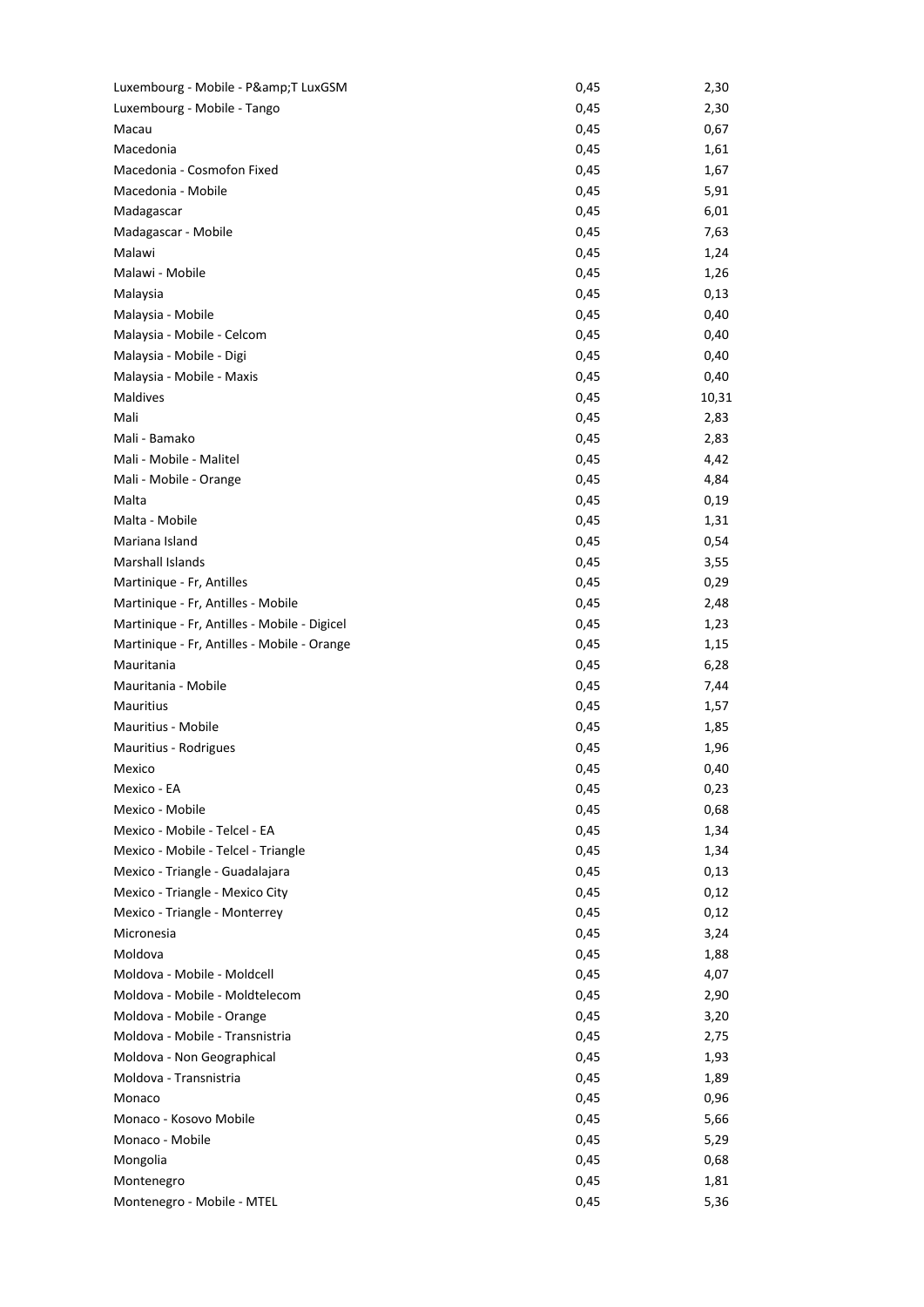| | | |
|---|---|---|
| Luxembourg - Mobile - P&amp;T LuxGSM | 0,45 | 2,30 |
| Luxembourg - Mobile - Tango | 0,45 | 2,30 |
| Macau | 0,45 | 0,67 |
| Macedonia | 0,45 | 1,61 |
| Macedonia - Cosmofon Fixed | 0,45 | 1,67 |
| Macedonia - Mobile | 0,45 | 5,91 |
| Madagascar | 0,45 | 6,01 |
| Madagascar - Mobile | 0,45 | 7,63 |
| Malawi | 0,45 | 1,24 |
| Malawi - Mobile | 0,45 | 1,26 |
| Malaysia | 0,45 | 0,13 |
| Malaysia - Mobile | 0,45 | 0,40 |
| Malaysia - Mobile - Celcom | 0,45 | 0,40 |
| Malaysia - Mobile - Digi | 0,45 | 0,40 |
| Malaysia - Mobile - Maxis | 0,45 | 0,40 |
| Maldives | 0,45 | 10,31 |
| Mali | 0,45 | 2,83 |
| Mali - Bamako | 0,45 | 2,83 |
| Mali - Mobile - Malitel | 0,45 | 4,42 |
| Mali - Mobile - Orange | 0,45 | 4,84 |
| Malta | 0,45 | 0,19 |
| Malta - Mobile | 0,45 | 1,31 |
| Mariana Island | 0,45 | 0,54 |
| Marshall Islands | 0,45 | 3,55 |
| Martinique - Fr, Antilles | 0,45 | 0,29 |
| Martinique - Fr, Antilles - Mobile | 0,45 | 2,48 |
| Martinique - Fr, Antilles - Mobile - Digicel | 0,45 | 1,23 |
| Martinique - Fr, Antilles - Mobile - Orange | 0,45 | 1,15 |
| Mauritania | 0,45 | 6,28 |
| Mauritania - Mobile | 0,45 | 7,44 |
| Mauritius | 0,45 | 1,57 |
| Mauritius - Mobile | 0,45 | 1,85 |
| Mauritius - Rodrigues | 0,45 | 1,96 |
| Mexico | 0,45 | 0,40 |
| Mexico - EA | 0,45 | 0,23 |
| Mexico - Mobile | 0,45 | 0,68 |
| Mexico - Mobile - Telcel - EA | 0,45 | 1,34 |
| Mexico - Mobile - Telcel - Triangle | 0,45 | 1,34 |
| Mexico - Triangle - Guadalajara | 0,45 | 0,13 |
| Mexico - Triangle - Mexico City | 0,45 | 0,12 |
| Mexico - Triangle - Monterrey | 0,45 | 0,12 |
| Micronesia | 0,45 | 3,24 |
| Moldova | 0,45 | 1,88 |
| Moldova - Mobile - Moldcell | 0,45 | 4,07 |
| Moldova - Mobile - Moldtelecom | 0,45 | 2,90 |
| Moldova - Mobile - Orange | 0,45 | 3,20 |
| Moldova - Mobile - Transnistria | 0,45 | 2,75 |
| Moldova - Non Geographical | 0,45 | 1,93 |
| Moldova - Transnistria | 0,45 | 1,89 |
| Monaco | 0,45 | 0,96 |
| Monaco - Kosovo Mobile | 0,45 | 5,66 |
| Monaco - Mobile | 0,45 | 5,29 |
| Mongolia | 0,45 | 0,68 |
| Montenegro | 0,45 | 1,81 |
| Montenegro - Mobile - MTEL | 0,45 | 5,36 |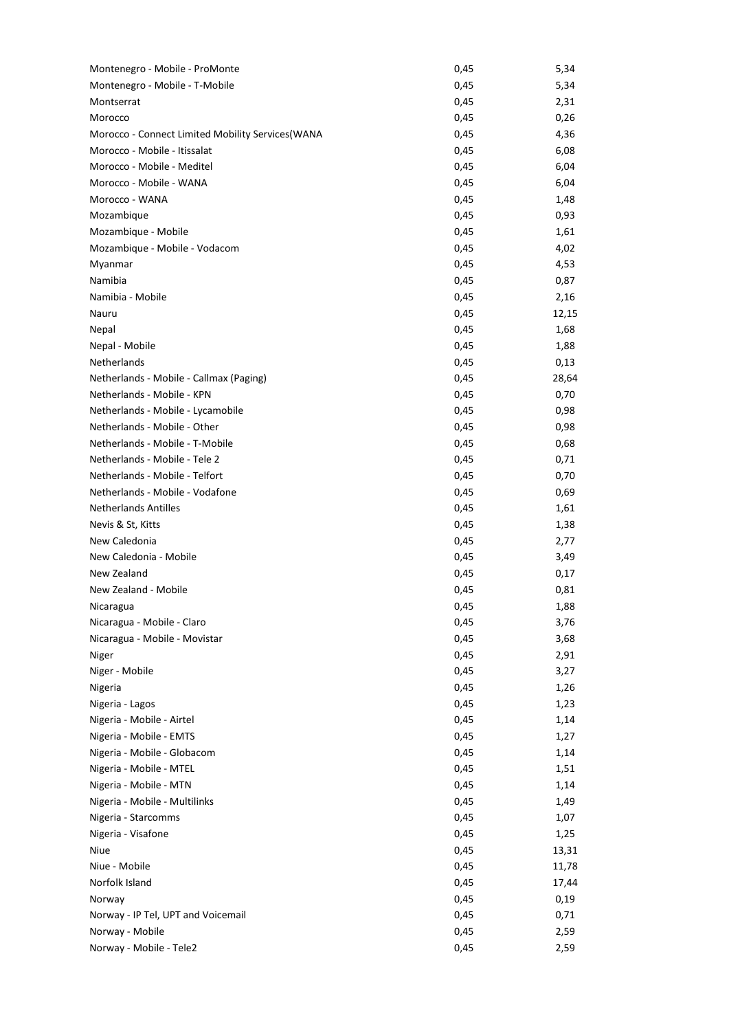| | | |
|---|---|---|
| Montenegro - Mobile - ProMonte | 0,45 | 5,34 |
| Montenegro - Mobile - T-Mobile | 0,45 | 5,34 |
| Montserrat | 0,45 | 2,31 |
| Morocco | 0,45 | 0,26 |
| Morocco - Connect Limited Mobility Services(WANA | 0,45 | 4,36 |
| Morocco - Mobile - Itissalat | 0,45 | 6,08 |
| Morocco - Mobile - Meditel | 0,45 | 6,04 |
| Morocco - Mobile - WANA | 0,45 | 6,04 |
| Morocco - WANA | 0,45 | 1,48 |
| Mozambique | 0,45 | 0,93 |
| Mozambique - Mobile | 0,45 | 1,61 |
| Mozambique - Mobile - Vodacom | 0,45 | 4,02 |
| Myanmar | 0,45 | 4,53 |
| Namibia | 0,45 | 0,87 |
| Namibia - Mobile | 0,45 | 2,16 |
| Nauru | 0,45 | 12,15 |
| Nepal | 0,45 | 1,68 |
| Nepal - Mobile | 0,45 | 1,88 |
| Netherlands | 0,45 | 0,13 |
| Netherlands - Mobile - Callmax (Paging) | 0,45 | 28,64 |
| Netherlands - Mobile - KPN | 0,45 | 0,70 |
| Netherlands - Mobile - Lycamobile | 0,45 | 0,98 |
| Netherlands - Mobile - Other | 0,45 | 0,98 |
| Netherlands - Mobile - T-Mobile | 0,45 | 0,68 |
| Netherlands - Mobile - Tele 2 | 0,45 | 0,71 |
| Netherlands - Mobile - Telfort | 0,45 | 0,70 |
| Netherlands - Mobile - Vodafone | 0,45 | 0,69 |
| Netherlands Antilles | 0,45 | 1,61 |
| Nevis & St, Kitts | 0,45 | 1,38 |
| New Caledonia | 0,45 | 2,77 |
| New Caledonia - Mobile | 0,45 | 3,49 |
| New Zealand | 0,45 | 0,17 |
| New Zealand - Mobile | 0,45 | 0,81 |
| Nicaragua | 0,45 | 1,88 |
| Nicaragua - Mobile - Claro | 0,45 | 3,76 |
| Nicaragua - Mobile - Movistar | 0,45 | 3,68 |
| Niger | 0,45 | 2,91 |
| Niger - Mobile | 0,45 | 3,27 |
| Nigeria | 0,45 | 1,26 |
| Nigeria - Lagos | 0,45 | 1,23 |
| Nigeria - Mobile - Airtel | 0,45 | 1,14 |
| Nigeria - Mobile - EMTS | 0,45 | 1,27 |
| Nigeria - Mobile - Globacom | 0,45 | 1,14 |
| Nigeria - Mobile - MTEL | 0,45 | 1,51 |
| Nigeria - Mobile - MTN | 0,45 | 1,14 |
| Nigeria - Mobile - Multilinks | 0,45 | 1,49 |
| Nigeria - Starcomms | 0,45 | 1,07 |
| Nigeria - Visafone | 0,45 | 1,25 |
| Niue | 0,45 | 13,31 |
| Niue - Mobile | 0,45 | 11,78 |
| Norfolk Island | 0,45 | 17,44 |
| Norway | 0,45 | 0,19 |
| Norway - IP Tel, UPT and Voicemail | 0,45 | 0,71 |
| Norway - Mobile | 0,45 | 2,59 |
| Norway - Mobile - Tele2 | 0,45 | 2,59 |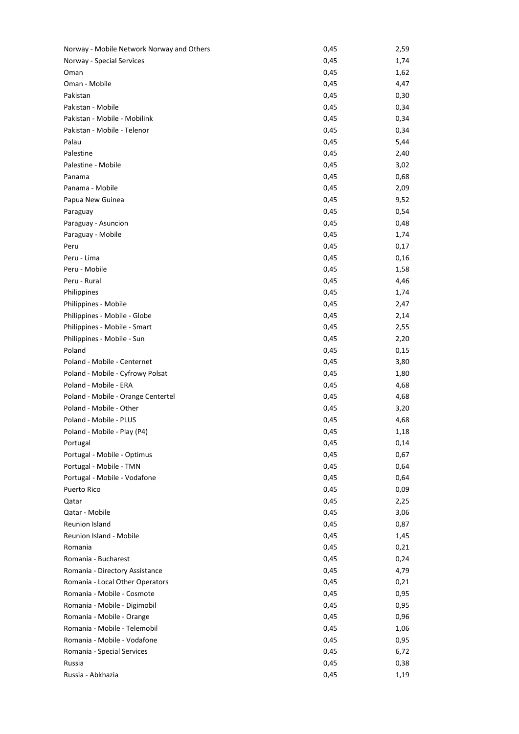| | | |
|---|---|---|
| Norway - Mobile Network Norway and Others | 0,45 | 2,59 |
| Norway - Special Services | 0,45 | 1,74 |
| Oman | 0,45 | 1,62 |
| Oman - Mobile | 0,45 | 4,47 |
| Pakistan | 0,45 | 0,30 |
| Pakistan - Mobile | 0,45 | 0,34 |
| Pakistan - Mobile - Mobilink | 0,45 | 0,34 |
| Pakistan - Mobile - Telenor | 0,45 | 0,34 |
| Palau | 0,45 | 5,44 |
| Palestine | 0,45 | 2,40 |
| Palestine - Mobile | 0,45 | 3,02 |
| Panama | 0,45 | 0,68 |
| Panama - Mobile | 0,45 | 2,09 |
| Papua New Guinea | 0,45 | 9,52 |
| Paraguay | 0,45 | 0,54 |
| Paraguay - Asuncion | 0,45 | 0,48 |
| Paraguay - Mobile | 0,45 | 1,74 |
| Peru | 0,45 | 0,17 |
| Peru - Lima | 0,45 | 0,16 |
| Peru - Mobile | 0,45 | 1,58 |
| Peru - Rural | 0,45 | 4,46 |
| Philippines | 0,45 | 1,74 |
| Philippines - Mobile | 0,45 | 2,47 |
| Philippines - Mobile - Globe | 0,45 | 2,14 |
| Philippines - Mobile - Smart | 0,45 | 2,55 |
| Philippines - Mobile - Sun | 0,45 | 2,20 |
| Poland | 0,45 | 0,15 |
| Poland - Mobile - Centernet | 0,45 | 3,80 |
| Poland - Mobile - Cyfrowy Polsat | 0,45 | 1,80 |
| Poland - Mobile - ERA | 0,45 | 4,68 |
| Poland - Mobile - Orange Centertel | 0,45 | 4,68 |
| Poland - Mobile - Other | 0,45 | 3,20 |
| Poland - Mobile - PLUS | 0,45 | 4,68 |
| Poland - Mobile - Play (P4) | 0,45 | 1,18 |
| Portugal | 0,45 | 0,14 |
| Portugal - Mobile - Optimus | 0,45 | 0,67 |
| Portugal - Mobile - TMN | 0,45 | 0,64 |
| Portugal - Mobile - Vodafone | 0,45 | 0,64 |
| Puerto Rico | 0,45 | 0,09 |
| Qatar | 0,45 | 2,25 |
| Qatar - Mobile | 0,45 | 3,06 |
| Reunion Island | 0,45 | 0,87 |
| Reunion Island - Mobile | 0,45 | 1,45 |
| Romania | 0,45 | 0,21 |
| Romania - Bucharest | 0,45 | 0,24 |
| Romania - Directory Assistance | 0,45 | 4,79 |
| Romania - Local Other Operators | 0,45 | 0,21 |
| Romania - Mobile - Cosmote | 0,45 | 0,95 |
| Romania - Mobile - Digimobil | 0,45 | 0,95 |
| Romania - Mobile - Orange | 0,45 | 0,96 |
| Romania - Mobile - Telemobil | 0,45 | 1,06 |
| Romania - Mobile - Vodafone | 0,45 | 0,95 |
| Romania - Special Services | 0,45 | 6,72 |
| Russia | 0,45 | 0,38 |
| Russia - Abkhazia | 0,45 | 1,19 |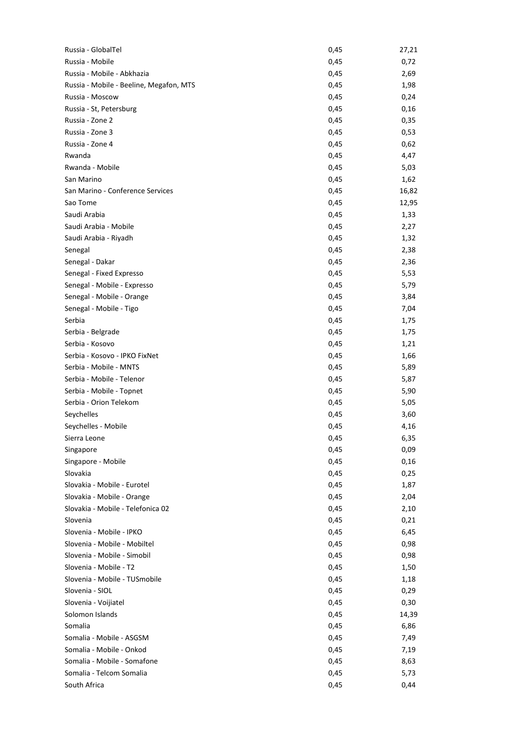| | | |
|---|---|---|
| Russia - GlobalTel | 0,45 | 27,21 |
| Russia - Mobile | 0,45 | 0,72 |
| Russia - Mobile - Abkhazia | 0,45 | 2,69 |
| Russia - Mobile - Beeline, Megafon, MTS | 0,45 | 1,98 |
| Russia - Moscow | 0,45 | 0,24 |
| Russia - St, Petersburg | 0,45 | 0,16 |
| Russia - Zone 2 | 0,45 | 0,35 |
| Russia - Zone 3 | 0,45 | 0,53 |
| Russia - Zone 4 | 0,45 | 0,62 |
| Rwanda | 0,45 | 4,47 |
| Rwanda - Mobile | 0,45 | 5,03 |
| San Marino | 0,45 | 1,62 |
| San Marino - Conference Services | 0,45 | 16,82 |
| Sao Tome | 0,45 | 12,95 |
| Saudi Arabia | 0,45 | 1,33 |
| Saudi Arabia - Mobile | 0,45 | 2,27 |
| Saudi Arabia - Riyadh | 0,45 | 1,32 |
| Senegal | 0,45 | 2,38 |
| Senegal - Dakar | 0,45 | 2,36 |
| Senegal - Fixed Expresso | 0,45 | 5,53 |
| Senegal - Mobile - Expresso | 0,45 | 5,79 |
| Senegal - Mobile - Orange | 0,45 | 3,84 |
| Senegal - Mobile - Tigo | 0,45 | 7,04 |
| Serbia | 0,45 | 1,75 |
| Serbia - Belgrade | 0,45 | 1,75 |
| Serbia - Kosovo | 0,45 | 1,21 |
| Serbia - Kosovo - IPKO FixNet | 0,45 | 1,66 |
| Serbia - Mobile - MNTS | 0,45 | 5,89 |
| Serbia - Mobile - Telenor | 0,45 | 5,87 |
| Serbia - Mobile - Topnet | 0,45 | 5,90 |
| Serbia - Orion Telekom | 0,45 | 5,05 |
| Seychelles | 0,45 | 3,60 |
| Seychelles - Mobile | 0,45 | 4,16 |
| Sierra Leone | 0,45 | 6,35 |
| Singapore | 0,45 | 0,09 |
| Singapore - Mobile | 0,45 | 0,16 |
| Slovakia | 0,45 | 0,25 |
| Slovakia - Mobile - Eurotel | 0,45 | 1,87 |
| Slovakia - Mobile - Orange | 0,45 | 2,04 |
| Slovakia - Mobile - Telefonica 02 | 0,45 | 2,10 |
| Slovenia | 0,45 | 0,21 |
| Slovenia - Mobile - IPKO | 0,45 | 6,45 |
| Slovenia - Mobile - Mobiltel | 0,45 | 0,98 |
| Slovenia - Mobile - Simobil | 0,45 | 0,98 |
| Slovenia - Mobile - T2 | 0,45 | 1,50 |
| Slovenia - Mobile - TUSmobile | 0,45 | 1,18 |
| Slovenia - SIOL | 0,45 | 0,29 |
| Slovenia - Voijiatel | 0,45 | 0,30 |
| Solomon Islands | 0,45 | 14,39 |
| Somalia | 0,45 | 6,86 |
| Somalia - Mobile - ASGSM | 0,45 | 7,49 |
| Somalia - Mobile - Onkod | 0,45 | 7,19 |
| Somalia - Mobile - Somafone | 0,45 | 8,63 |
| Somalia - Telcom Somalia | 0,45 | 5,73 |
| South Africa | 0,45 | 0,44 |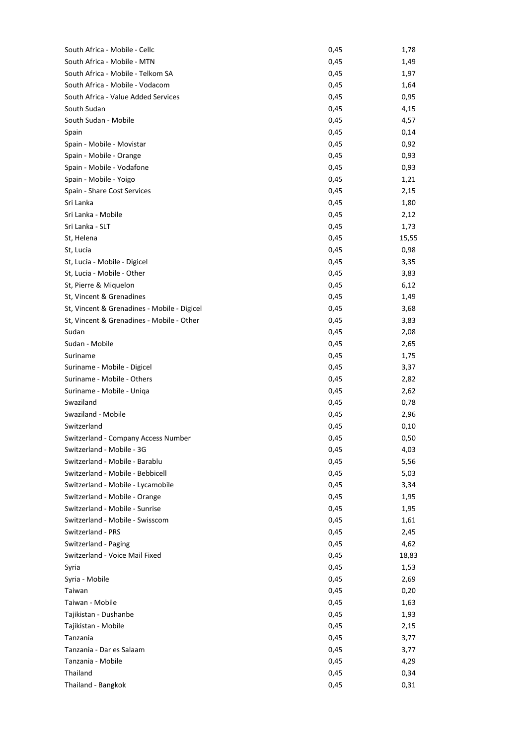| | | |
|---|---|---|
| South Africa - Mobile - Cellc | 0,45 | 1,78 |
| South Africa - Mobile - MTN | 0,45 | 1,49 |
| South Africa - Mobile - Telkom SA | 0,45 | 1,97 |
| South Africa - Mobile - Vodacom | 0,45 | 1,64 |
| South Africa - Value Added Services | 0,45 | 0,95 |
| South Sudan | 0,45 | 4,15 |
| South Sudan - Mobile | 0,45 | 4,57 |
| Spain | 0,45 | 0,14 |
| Spain - Mobile - Movistar | 0,45 | 0,92 |
| Spain - Mobile - Orange | 0,45 | 0,93 |
| Spain - Mobile - Vodafone | 0,45 | 0,93 |
| Spain - Mobile - Yoigo | 0,45 | 1,21 |
| Spain - Share Cost Services | 0,45 | 2,15 |
| Sri Lanka | 0,45 | 1,80 |
| Sri Lanka - Mobile | 0,45 | 2,12 |
| Sri Lanka - SLT | 0,45 | 1,73 |
| St, Helena | 0,45 | 15,55 |
| St, Lucia | 0,45 | 0,98 |
| St, Lucia - Mobile - Digicel | 0,45 | 3,35 |
| St, Lucia - Mobile - Other | 0,45 | 3,83 |
| St, Pierre & Miquelon | 0,45 | 6,12 |
| St, Vincent & Grenadines | 0,45 | 1,49 |
| St, Vincent & Grenadines - Mobile - Digicel | 0,45 | 3,68 |
| St, Vincent & Grenadines - Mobile - Other | 0,45 | 3,83 |
| Sudan | 0,45 | 2,08 |
| Sudan - Mobile | 0,45 | 2,65 |
| Suriname | 0,45 | 1,75 |
| Suriname - Mobile - Digicel | 0,45 | 3,37 |
| Suriname - Mobile - Others | 0,45 | 2,82 |
| Suriname - Mobile - Uniqa | 0,45 | 2,62 |
| Swaziland | 0,45 | 0,78 |
| Swaziland - Mobile | 0,45 | 2,96 |
| Switzerland | 0,45 | 0,10 |
| Switzerland - Company Access Number | 0,45 | 0,50 |
| Switzerland - Mobile - 3G | 0,45 | 4,03 |
| Switzerland - Mobile - Barablu | 0,45 | 5,56 |
| Switzerland - Mobile - Bebbicell | 0,45 | 5,03 |
| Switzerland - Mobile - Lycamobile | 0,45 | 3,34 |
| Switzerland - Mobile - Orange | 0,45 | 1,95 |
| Switzerland - Mobile - Sunrise | 0,45 | 1,95 |
| Switzerland - Mobile - Swisscom | 0,45 | 1,61 |
| Switzerland - PRS | 0,45 | 2,45 |
| Switzerland - Paging | 0,45 | 4,62 |
| Switzerland - Voice Mail Fixed | 0,45 | 18,83 |
| Syria | 0,45 | 1,53 |
| Syria - Mobile | 0,45 | 2,69 |
| Taiwan | 0,45 | 0,20 |
| Taiwan - Mobile | 0,45 | 1,63 |
| Tajikistan - Dushanbe | 0,45 | 1,93 |
| Tajikistan - Mobile | 0,45 | 2,15 |
| Tanzania | 0,45 | 3,77 |
| Tanzania - Dar es Salaam | 0,45 | 3,77 |
| Tanzania - Mobile | 0,45 | 4,29 |
| Thailand | 0,45 | 0,34 |
| Thailand - Bangkok | 0,45 | 0,31 |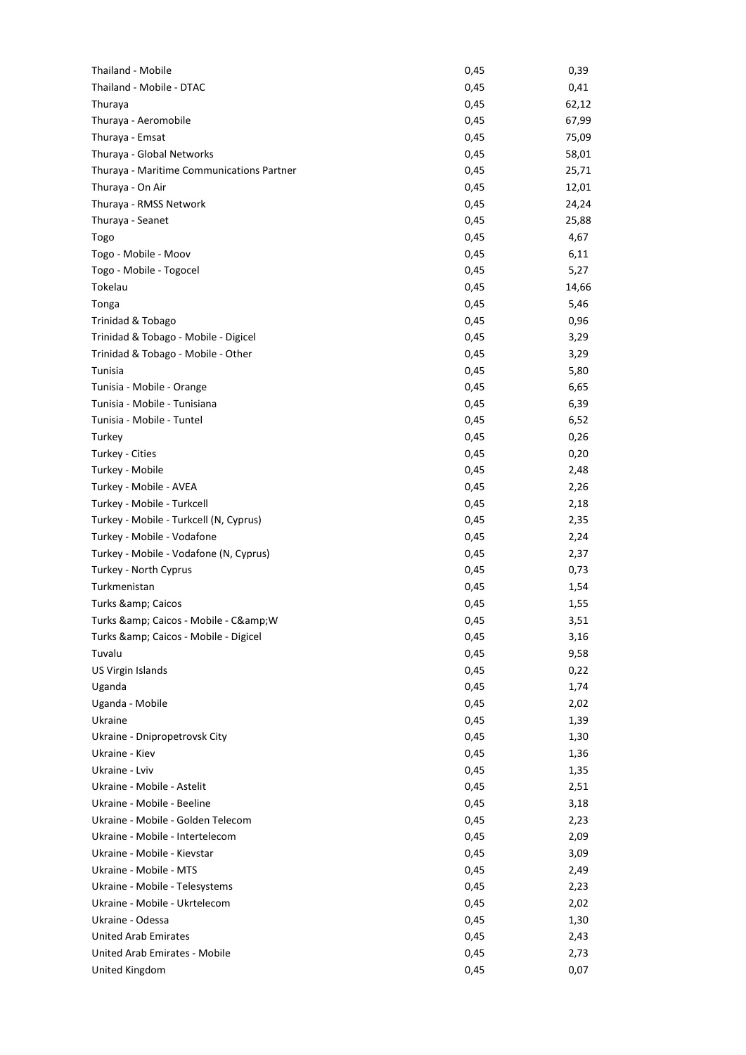| | | |
|---|---|---|
| Thailand - Mobile | 0,45 | 0,39 |
| Thailand - Mobile - DTAC | 0,45 | 0,41 |
| Thuraya | 0,45 | 62,12 |
| Thuraya - Aeromobile | 0,45 | 67,99 |
| Thuraya - Emsat | 0,45 | 75,09 |
| Thuraya - Global Networks | 0,45 | 58,01 |
| Thuraya - Maritime Communications Partner | 0,45 | 25,71 |
| Thuraya - On Air | 0,45 | 12,01 |
| Thuraya - RMSS Network | 0,45 | 24,24 |
| Thuraya - Seanet | 0,45 | 25,88 |
| Togo | 0,45 | 4,67 |
| Togo - Mobile - Moov | 0,45 | 6,11 |
| Togo - Mobile - Togocel | 0,45 | 5,27 |
| Tokelau | 0,45 | 14,66 |
| Tonga | 0,45 | 5,46 |
| Trinidad & Tobago | 0,45 | 0,96 |
| Trinidad & Tobago - Mobile - Digicel | 0,45 | 3,29 |
| Trinidad & Tobago - Mobile - Other | 0,45 | 3,29 |
| Tunisia | 0,45 | 5,80 |
| Tunisia - Mobile - Orange | 0,45 | 6,65 |
| Tunisia - Mobile - Tunisiana | 0,45 | 6,39 |
| Tunisia - Mobile - Tuntel | 0,45 | 6,52 |
| Turkey | 0,45 | 0,26 |
| Turkey - Cities | 0,45 | 0,20 |
| Turkey - Mobile | 0,45 | 2,48 |
| Turkey - Mobile - AVEA | 0,45 | 2,26 |
| Turkey - Mobile - Turkcell | 0,45 | 2,18 |
| Turkey - Mobile - Turkcell (N, Cyprus) | 0,45 | 2,35 |
| Turkey - Mobile - Vodafone | 0,45 | 2,24 |
| Turkey - Mobile - Vodafone (N, Cyprus) | 0,45 | 2,37 |
| Turkey - North Cyprus | 0,45 | 0,73 |
| Turkmenistan | 0,45 | 1,54 |
| Turks &amp; Caicos | 0,45 | 1,55 |
| Turks &amp; Caicos - Mobile - C&amp;W | 0,45 | 3,51 |
| Turks &amp; Caicos - Mobile - Digicel | 0,45 | 3,16 |
| Tuvalu | 0,45 | 9,58 |
| US Virgin Islands | 0,45 | 0,22 |
| Uganda | 0,45 | 1,74 |
| Uganda - Mobile | 0,45 | 2,02 |
| Ukraine | 0,45 | 1,39 |
| Ukraine - Dnipropetrovsk City | 0,45 | 1,30 |
| Ukraine - Kiev | 0,45 | 1,36 |
| Ukraine - Lviv | 0,45 | 1,35 |
| Ukraine - Mobile - Astelit | 0,45 | 2,51 |
| Ukraine - Mobile - Beeline | 0,45 | 3,18 |
| Ukraine - Mobile - Golden Telecom | 0,45 | 2,23 |
| Ukraine - Mobile - Intertelecom | 0,45 | 2,09 |
| Ukraine - Mobile - Kievstar | 0,45 | 3,09 |
| Ukraine - Mobile - MTS | 0,45 | 2,49 |
| Ukraine - Mobile - Telesystems | 0,45 | 2,23 |
| Ukraine - Mobile - Ukrtelecom | 0,45 | 2,02 |
| Ukraine - Odessa | 0,45 | 1,30 |
| United Arab Emirates | 0,45 | 2,43 |
| United Arab Emirates - Mobile | 0,45 | 2,73 |
| United Kingdom | 0,45 | 0,07 |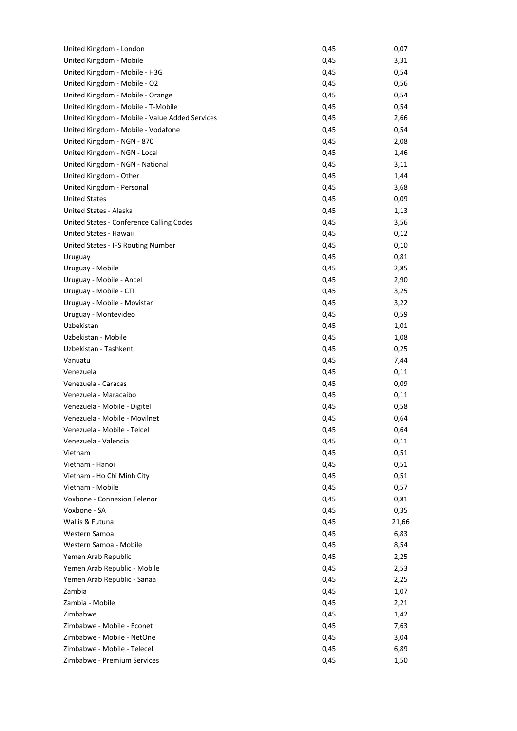| | | |
|---|---|---|
| United Kingdom - London | 0,45 | 0,07 |
| United Kingdom - Mobile | 0,45 | 3,31 |
| United Kingdom - Mobile - H3G | 0,45 | 0,54 |
| United Kingdom - Mobile - O2 | 0,45 | 0,56 |
| United Kingdom - Mobile - Orange | 0,45 | 0,54 |
| United Kingdom - Mobile - T-Mobile | 0,45 | 0,54 |
| United Kingdom - Mobile - Value Added Services | 0,45 | 2,66 |
| United Kingdom - Mobile - Vodafone | 0,45 | 0,54 |
| United Kingdom - NGN - 870 | 0,45 | 2,08 |
| United Kingdom - NGN - Local | 0,45 | 1,46 |
| United Kingdom - NGN - National | 0,45 | 3,11 |
| United Kingdom - Other | 0,45 | 1,44 |
| United Kingdom - Personal | 0,45 | 3,68 |
| United States | 0,45 | 0,09 |
| United States - Alaska | 0,45 | 1,13 |
| United States - Conference Calling Codes | 0,45 | 3,56 |
| United States - Hawaii | 0,45 | 0,12 |
| United States - IFS Routing Number | 0,45 | 0,10 |
| Uruguay | 0,45 | 0,81 |
| Uruguay - Mobile | 0,45 | 2,85 |
| Uruguay - Mobile - Ancel | 0,45 | 2,90 |
| Uruguay - Mobile - CTI | 0,45 | 3,25 |
| Uruguay - Mobile - Movistar | 0,45 | 3,22 |
| Uruguay - Montevideo | 0,45 | 0,59 |
| Uzbekistan | 0,45 | 1,01 |
| Uzbekistan - Mobile | 0,45 | 1,08 |
| Uzbekistan - Tashkent | 0,45 | 0,25 |
| Vanuatu | 0,45 | 7,44 |
| Venezuela | 0,45 | 0,11 |
| Venezuela - Caracas | 0,45 | 0,09 |
| Venezuela - Maracaibo | 0,45 | 0,11 |
| Venezuela - Mobile - Digitel | 0,45 | 0,58 |
| Venezuela - Mobile - Movilnet | 0,45 | 0,64 |
| Venezuela - Mobile - Telcel | 0,45 | 0,64 |
| Venezuela - Valencia | 0,45 | 0,11 |
| Vietnam | 0,45 | 0,51 |
| Vietnam - Hanoi | 0,45 | 0,51 |
| Vietnam - Ho Chi Minh City | 0,45 | 0,51 |
| Vietnam - Mobile | 0,45 | 0,57 |
| Voxbone - Connexion Telenor | 0,45 | 0,81 |
| Voxbone - SA | 0,45 | 0,35 |
| Wallis & Futuna | 0,45 | 21,66 |
| Western Samoa | 0,45 | 6,83 |
| Western Samoa - Mobile | 0,45 | 8,54 |
| Yemen Arab Republic | 0,45 | 2,25 |
| Yemen Arab Republic - Mobile | 0,45 | 2,53 |
| Yemen Arab Republic - Sanaa | 0,45 | 2,25 |
| Zambia | 0,45 | 1,07 |
| Zambia - Mobile | 0,45 | 2,21 |
| Zimbabwe | 0,45 | 1,42 |
| Zimbabwe - Mobile - Econet | 0,45 | 7,63 |
| Zimbabwe - Mobile - NetOne | 0,45 | 3,04 |
| Zimbabwe - Mobile - Telecel | 0,45 | 6,89 |
| Zimbabwe - Premium Services | 0,45 | 1,50 |